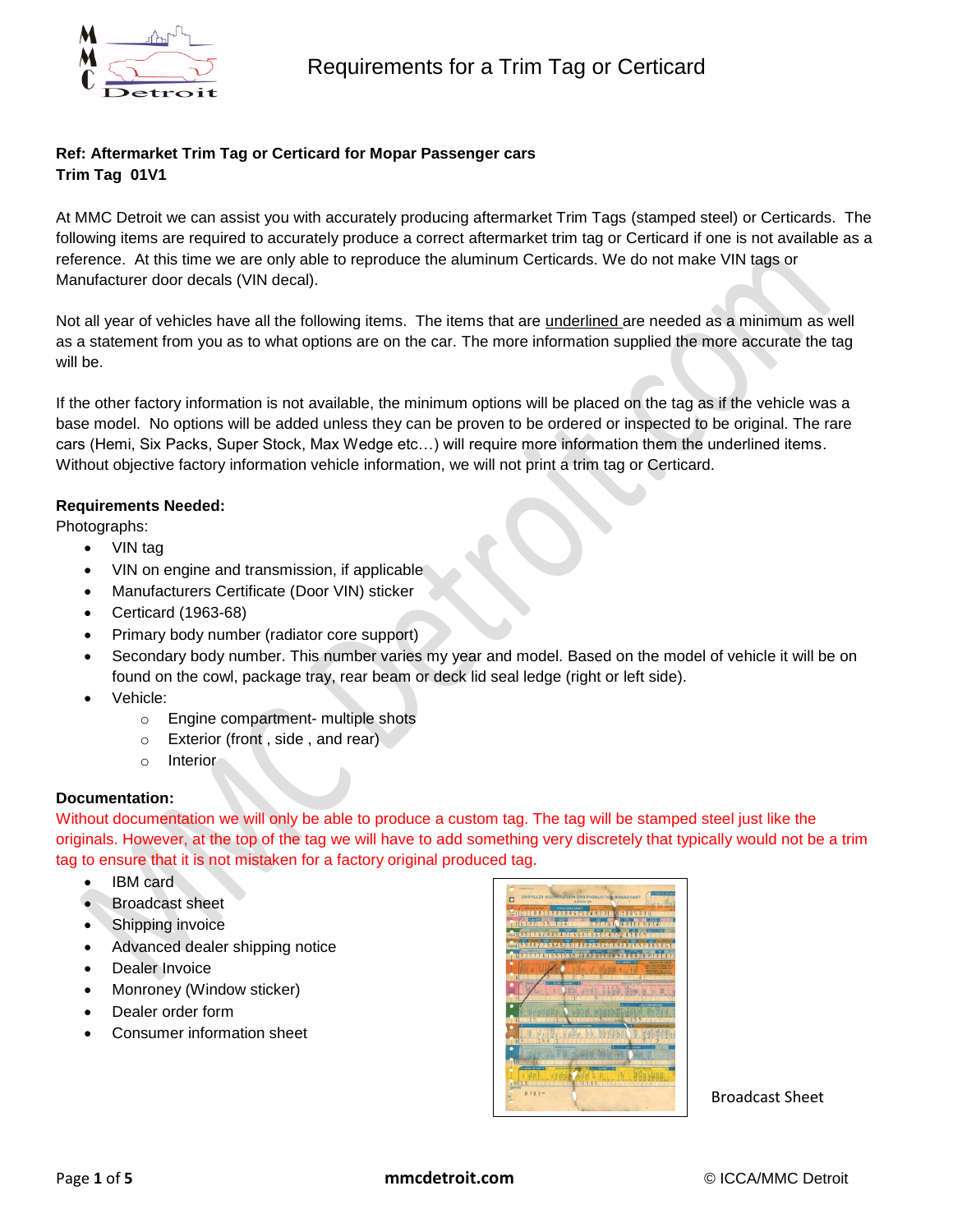# Requirements for a Trim Tag or Certicard

**Ref: Aftermarket Trim Tag or Certicard for Mopar Passenger cars**
**Trim Tag 01V1**

At MMC Detroit we can assist you with accurately producing aftermarket Trim Tags (stamped steel) or Certicards. The following items are required to accurately produce a correct aftermarket trim tag or Certicard if one is not available as a reference. At this time we are only able to reproduce the aluminum Certicards. We do not make VIN tags or Manufacturer door decals (VIN decal).

Not all year of vehicles have all the following items. The items that are underlined are needed as a minimum as well as a statement from you as to what options are on the car. The more information supplied the more accurate the tag will be.

If the other factory information is not available, the minimum options will be placed on the tag as if the vehicle was a base model. No options will be added unless they can be proven to be ordered or inspected to be original. The rare cars (Hemi, Six Packs, Super Stock, Max Wedge etc…) will require more information them the underlined items. Without objective factory information vehicle information, we will not print a trim tag or Certicard.

**Requirements Needed:**

Photographs:

- VIN tag
- VIN on engine and transmission, if applicable
- Manufacturers Certificate (Door VIN) sticker
- Certicard (1963-68)
- Primary body number (radiator core support)
- Secondary body number. This number varies my year and model. Based on the model of vehicle it will be on found on the cowl, package tray, rear beam or deck lid seal ledge (right or left side).
- Vehicle:
  - Engine compartment- multiple shots
  - Exterior (front , side , and rear)
  - Interior

**Documentation:**

Without documentation we will only be able to produce a custom tag. The tag will be stamped steel just like the originals. However, at the top of the tag we will have to add something very discretely that typically would not be a trim tag to ensure that it is not mistaken for a factory original produced tag.

- IBM card
- Broadcast sheet
- Shipping invoice
- Advanced dealer shipping notice
- Dealer Invoice
- Monroney (Window sticker)
- Dealer order form
- Consumer information sheet

Broadcast Sheet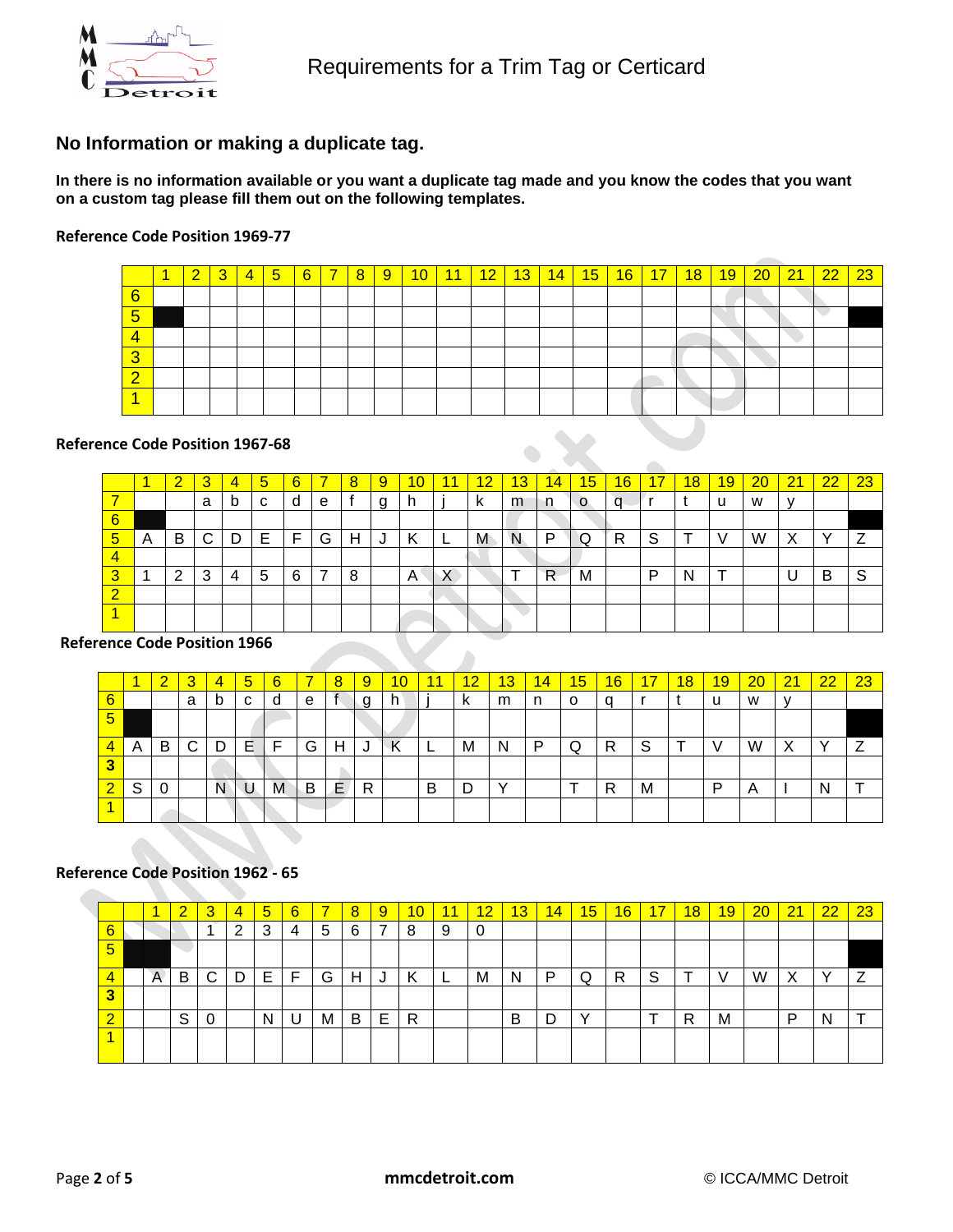## No Information or making a duplicate tag.

**In there is no information available or you want a duplicate tag made and you know the codes that you want on a custom tag please fill them out on the following templates.**

**Reference Code Position 1969-77**

| | 1 | 2 | 3 | 4 | 5 | 6 | 7 | 8 | 9 | 10 | 11 | 12 | 13 | 14 | 15 | 16 | 17 | 18 | 19 | 20 | 21 | 22 | 23 |
|---|---|---|---|---|---|---|---|---|---|---|---|---|---|---|---|---|---|---|---|---|---|---|---|
| 6 | | | | | | | | | | | | | | | | | | | | | | | |
| 5 | | | | | | | | | | | | | | | | | | | | | | | |
| 4 | | | | | | | | | | | | | | | | | | | | | | | |
| 3 | | | | | | | | | | | | | | | | | | | | | | | |
| 2 | | | | | | | | | | | | | | | | | | | | | | | |
| 1 | | | | | | | | | | | | | | | | | | | | | | | |

**Reference Code Position 1967-68**

| | 1 | 2 | 3 | 4 | 5 | 6 | 7 | 8 | 9 | 10 | 11 | 12 | 13 | 14 | 15 | 16 | 17 | 18 | 19 | 20 | 21 | 22 | 23 |
|---|---|---|---|---|---|---|---|---|---|---|---|---|---|---|---|---|---|---|---|---|---|---|---|
| 7 | | | a | b | c | d | e | f | g | h | j | k | m | n | o | q | r | t | u | w | y | | |
| 6 | | | | | | | | | | | | | | | | | | | | | | | |
| 5 | A | B | C | D | E | F | G | H | J | K | L | M | N | P | Q | R | S | T | V | W | X | Y | Z |
| 4 | | | | | | | | | | | | | | | | | | | | | | | |
| 3 | 1 | 2 | 3 | 4 | 5 | 6 | 7 | 8 | | A | X | | T | R | M | | P | N | T | | U | B | S |
| 2 | | | | | | | | | | | | | | | | | | | | | | | |
| 1 | | | | | | | | | | | | | | | | | | | | | | | |

**Reference Code Position 1966**

| | 1 | 2 | 3 | 4 | 5 | 6 | 7 | 8 | 9 | 10 | 11 | 12 | 13 | 14 | 15 | 16 | 17 | 18 | 19 | 20 | 21 | 22 | 23 |
|---|---|---|---|---|---|---|---|---|---|---|---|---|---|---|---|---|---|---|---|---|---|---|---|
| 6 | | | a | b | c | d | e | f | g | h | j | k | m | n | o | q | r | t | u | w | y | | |
| 5 | | | | | | | | | | | | | | | | | | | | | | | |
| 4 | A | B | C | D | E | F | G | H | J | K | L | M | N | P | Q | R | S | T | V | W | X | Y | Z |
| 3 | | | | | | | | | | | | | | | | | | | | | | | |
| 2 | S | 0 | | N | U | M | B | E | R | | B | D | Y | | T | R | M | | P | A | I | N | T |
| 1 | | | | | | | | | | | | | | | | | | | | | | | |

**Reference Code Position 1962 - 65**

| | | 1 | 2 | 3 | 4 | 5 | 6 | 7 | 8 | 9 | 10 | 11 | 12 | 13 | 14 | 15 | 16 | 17 | 18 | 19 | 20 | 21 | 22 | 23 |
|---|---|---|---|---|---|---|---|---|---|---|---|---|---|---|---|---|---|---|---|---|---|---|---|---|
| 6 | | | | 1 | 2 | 3 | 4 | 5 | 6 | 7 | 8 | 9 | 0 | | | | | | | | | | | |
| 5 | | | | | | | | | | | | | | | | | | | | | | | | |
| 4 | | A | B | C | D | E | F | G | H | J | K | L | M | N | P | Q | R | S | T | V | W | X | Y | Z |
| 3 | | | | | | | | | | | | | | | | | | | | | | | | |
| 2 | | | S | 0 | | N | U | M | B | E | R | | | B | D | Y | | T | R | M | | P | N | T |
| 1 | | | | | | | | | | | | | | | | | | | | | | | | |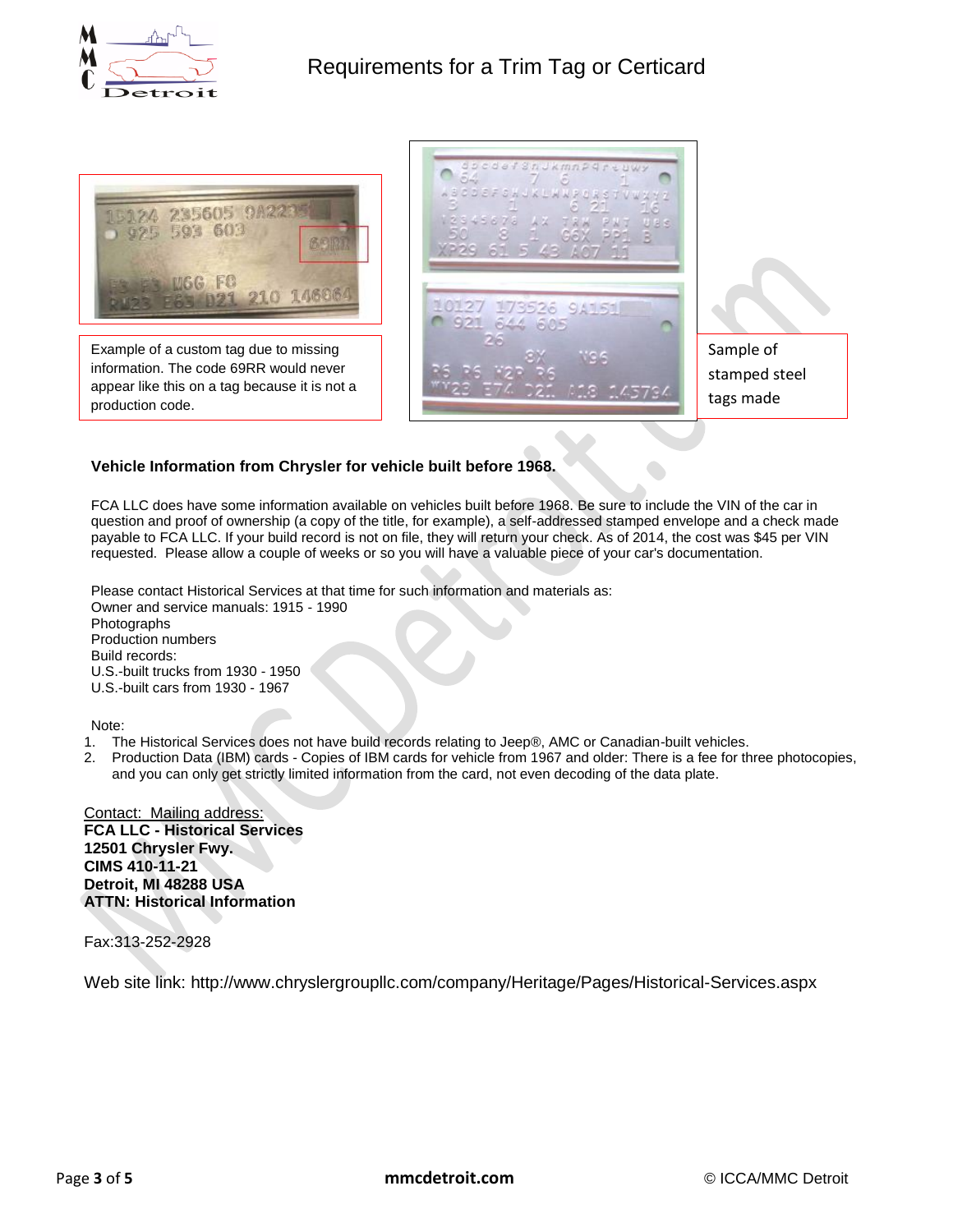# Requirements for a Trim Tag or Certicard

Example of a custom tag due to missing information. The code 69RR would never appear like this on a tag because it is not a production code.

Sample of stamped steel tags made

**Vehicle Information from Chrysler for vehicle built before 1968.**

FCA LLC does have some information available on vehicles built before 1968. Be sure to include the VIN of the car in question and proof of ownership (a copy of the title, for example), a self-addressed stamped envelope and a check made payable to FCA LLC. If your build record is not on file, they will return your check. As of 2014, the cost was $45 per VIN requested. Please allow a couple of weeks or so you will have a valuable piece of your car's documentation.

Please contact Historical Services at that time for such information and materials as:
Owner and service manuals: 1915 - 1990
Photographs
Production numbers
Build records:
U.S.-built trucks from 1930 - 1950
U.S.-built cars from 1930 - 1967

Note:

1. The Historical Services does not have build records relating to Jeep®, AMC or Canadian-built vehicles.
2. Production Data (IBM) cards - Copies of IBM cards for vehicle from 1967 and older: There is a fee for three photocopies, and you can only get strictly limited information from the card, not even decoding of the data plate.

Contact: Mailing address:
**FCA LLC - Historical Services**
**12501 Chrysler Fwy.**
**CIMS 410-11-21**
**Detroit, MI 48288 USA**
**ATTN: Historical Information**

Fax:313-252-2928

Web site link: http://www.chryslergroupllc.com/company/Heritage/Pages/Historical-Services.aspx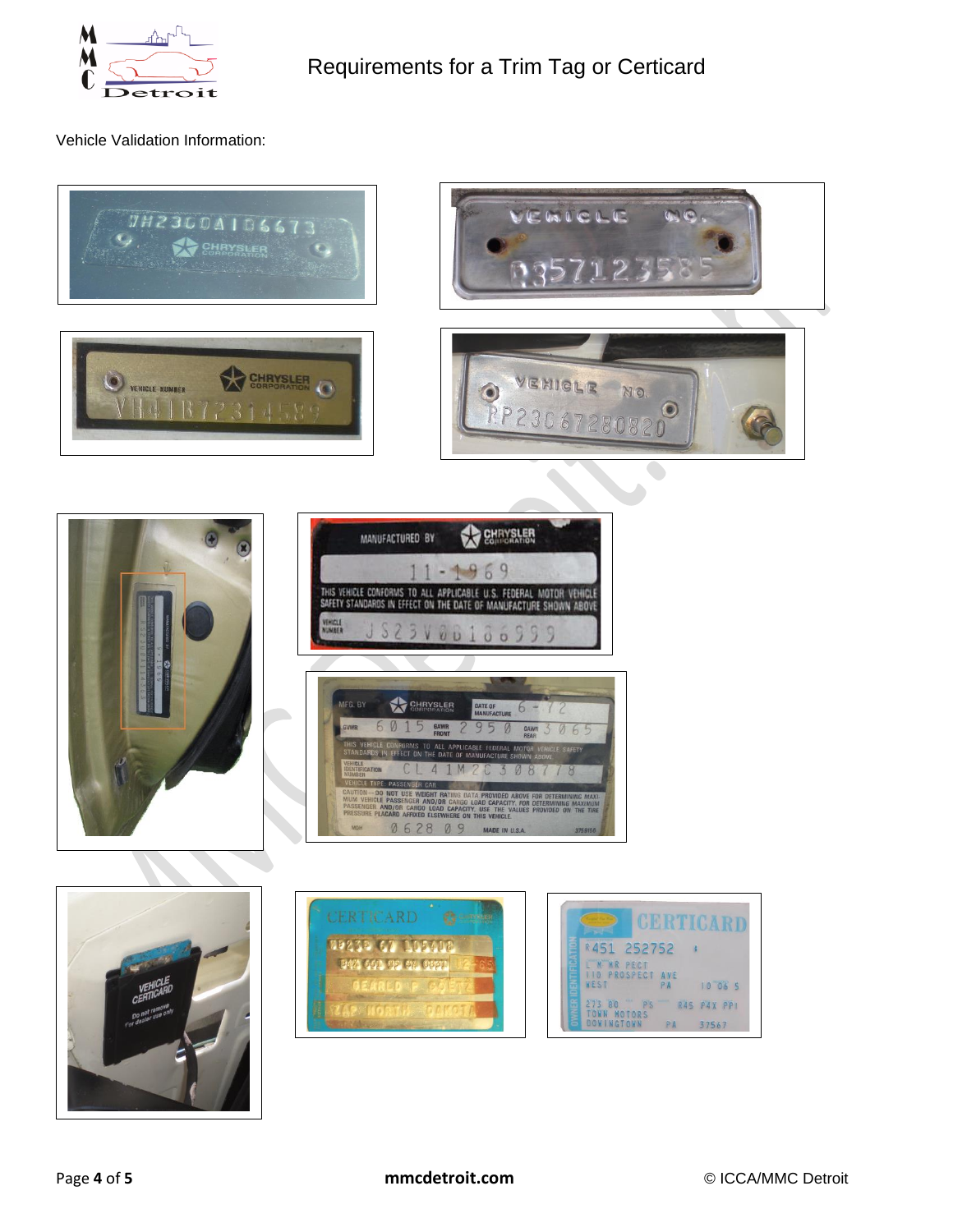# Requirements for a Trim Tag or Certicard

Vehicle Validation Information: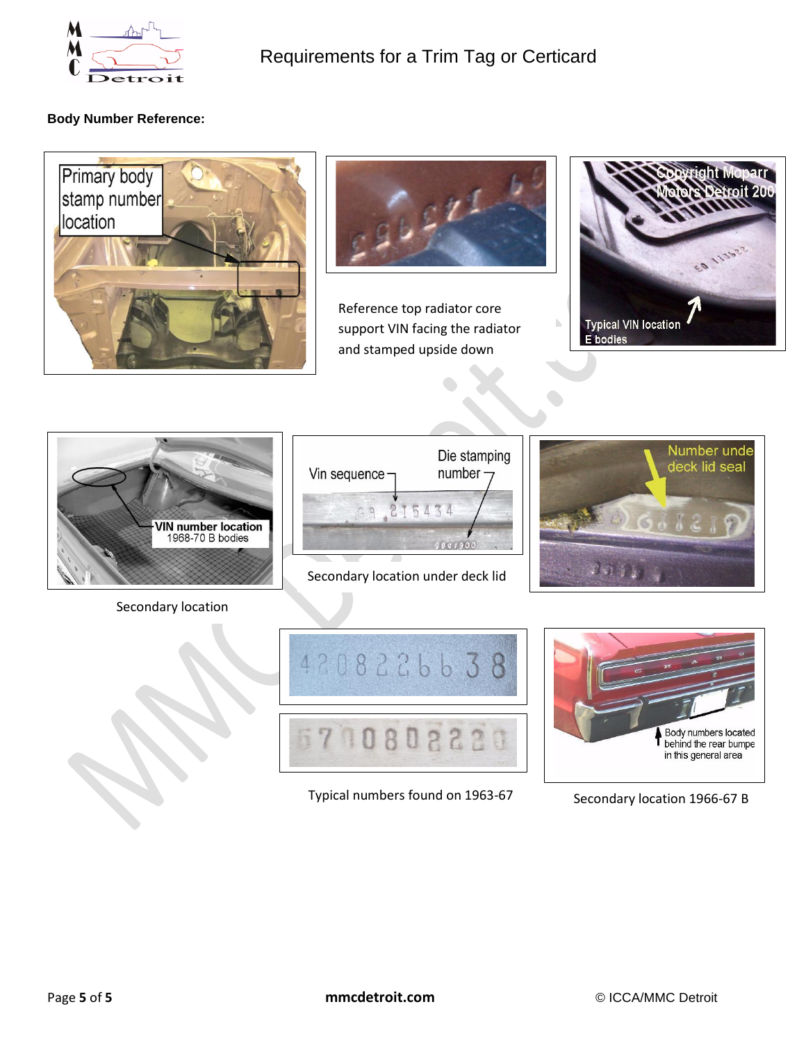**Body Number Reference:**

Reference top radiator core support VIN facing the radiator and stamped upside down

Secondary location

Secondary location under deck lid

Typical numbers found on 1963-67

Secondary location 1966-67 B